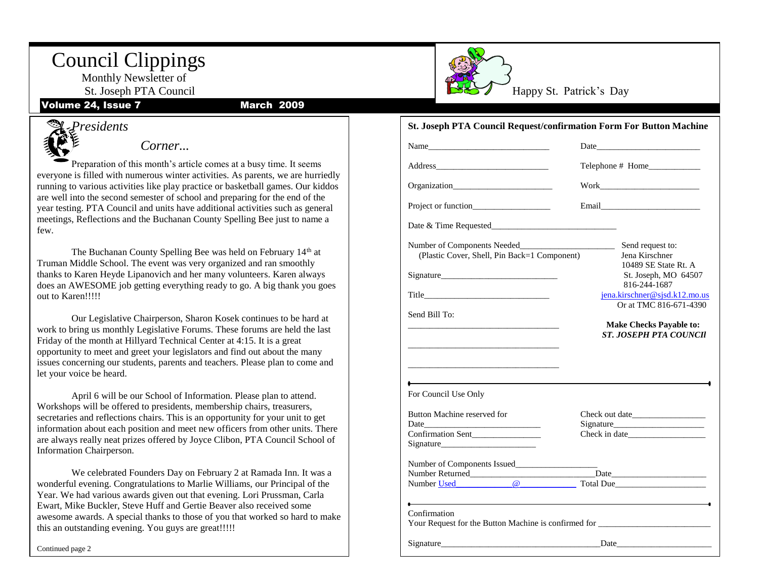# Council Clippings

Monthly Newsletter of
St. Joseph PTA Council

**Volume 24, Issue 7** **March 2009**

Happy St. Patrick's Day

## *Presidents Corner...*

Preparation of this month's article comes at a busy time. It seems everyone is filled with numerous winter activities. As parents, we are hurriedly running to various activities like play practice or basketball games. Our kiddos are well into the second semester of school and preparing for the end of the year testing. PTA Council and units have additional activities such as general meetings, Reflections and the Buchanan County Spelling Bee just to name a few.

The Buchanan County Spelling Bee was held on February 14th at Truman Middle School. The event was very organized and ran smoothly thanks to Karen Heyde Lipanovich and her many volunteers. Karen always does an AWESOME job getting everything ready to go. A big thank you goes out to Karen!!!!!

Our Legislative Chairperson, Sharon Kosek continues to be hard at work to bring us monthly Legislative Forums. These forums are held the last Friday of the month at Hillyard Technical Center at 4:15. It is a great opportunity to meet and greet your legislators and find out about the many issues concerning our students, parents and teachers. Please plan to come and let your voice be heard.

April 6 will be our School of Information. Please plan to attend. Workshops will be offered to presidents, membership chairs, treasurers, secretaries and reflections chairs. This is an opportunity for your unit to get information about each position and meet new officers from other units. There are always really neat prizes offered by Joyce Clibon, PTA Council School of Information Chairperson.

We celebrated Founders Day on February 2 at Ramada Inn. It was a wonderful evening. Congratulations to Marlie Williams, our Principal of the Year. We had various awards given out that evening. Lori Prussman, Carla Ewart, Mike Buckler, Steve Huff and Gertie Beaver also received some awesome awards. A special thanks to those of you that worked so hard to make this an outstanding evening. You guys are great!!!!!

Continued page 2

---

**St. Joseph PTA Council Request/confirmation Form For Button Machine**

Name____________________________ Date________________________

Address__________________________ Telephone # Home____________

Organization______________________ Work_______________________

Project or function_________________ Email_______________________

Date & Time Requested____________________________

Number of Components Needed______________________
(Plastic Cover, Shell, Pin Back=1 Component)

Signature___________________________

Title_______________________________

Send Bill To:
____________________________________
____________________________________
____________________________________

Send request to:
Jena Kirschner
10489 SE State Rt. A
St. Joseph, MO 64507
816-244-1687
jena.kirschner@sjsd.k12.mo.us
Or at TMC 816-671-4390

**Make Checks Payable to:**
***ST. JOSEPH PTA COUNCIl***

---

For Council Use Only

Button Machine reserved for
Date___________________________
Confirmation Sent________________
Signature______________________

Check out date_________________
Signature_____________________
Check in date__________________

Number of Components Issued___________________
Number Returned____________________________Date_____________________
Number Used____________@____________ Total Due_____________________

---

Confirmation
Your Request for the Button Machine is confirmed for _________________________

Signature_____________________________________Date______________________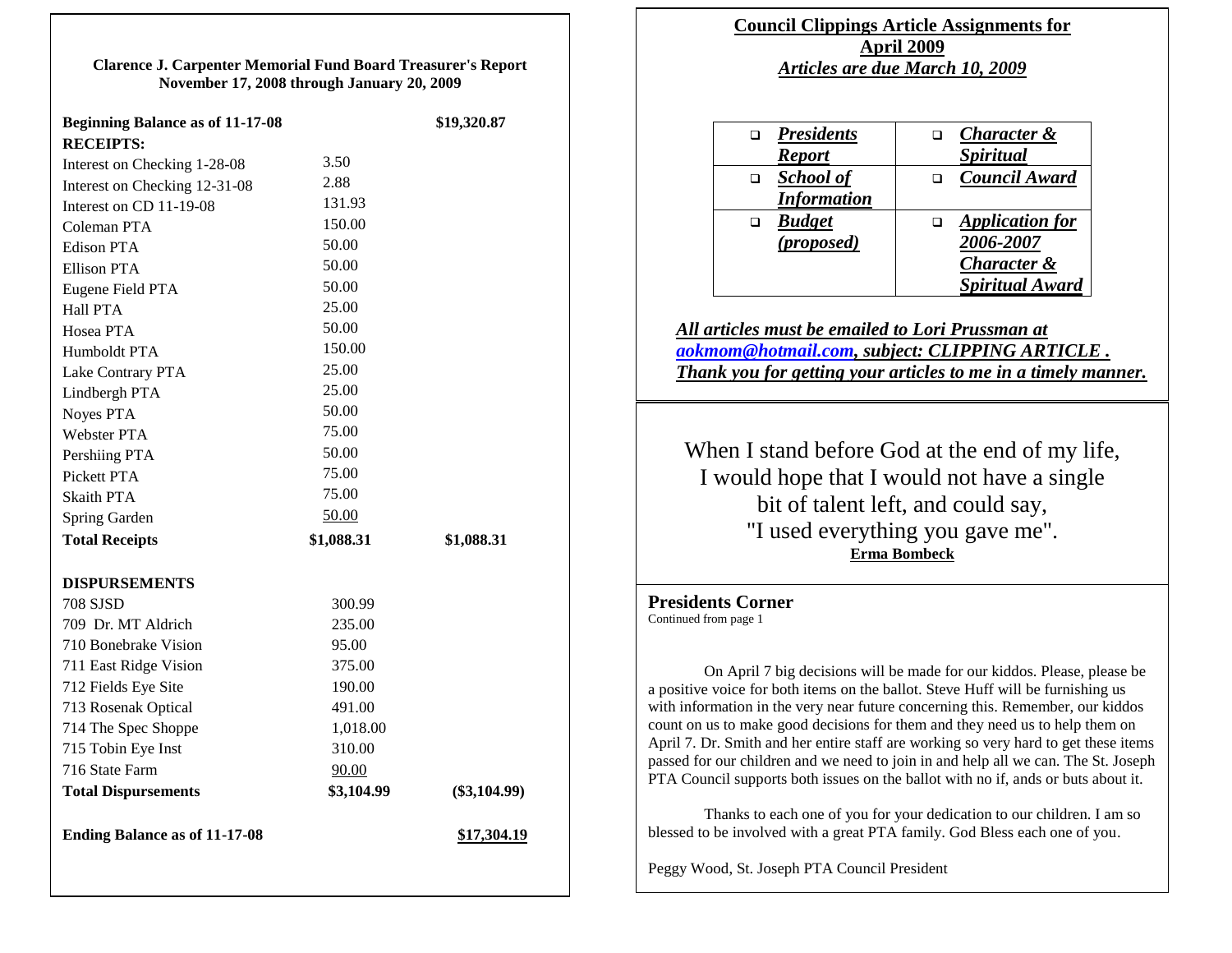## Clarence J. Carpenter Memorial Fund Board Treasurer's Report
**November 17, 2008 through January 20, 2009**

| | | |
|---|---|---|
| **Beginning Balance as of 11-17-08** | | **$19,320.87** |
| **RECEIPTS:** | | |
| Interest on Checking 1-28-08 | 3.50 | |
| Interest on Checking 12-31-08 | 2.88 | |
| Interest on CD 11-19-08 | 131.93 | |
| Coleman PTA | 150.00 | |
| Edison PTA | 50.00 | |
| Ellison PTA | 50.00 | |
| Eugene Field PTA | 50.00 | |
| Hall PTA | 25.00 | |
| Hosea PTA | 50.00 | |
| Humboldt PTA | 150.00 | |
| Lake Contrary PTA | 25.00 | |
| Lindbergh PTA | 25.00 | |
| Noyes PTA | 50.00 | |
| Webster PTA | 75.00 | |
| Pershiing PTA | 50.00 | |
| Pickett PTA | 75.00 | |
| Skaith PTA | 75.00 | |
| Spring Garden | 50.00 | |
| **Total Receipts** | **$1,088.31** | **$1,088.31** |
| | | |
| **DISPURSEMENTS** | | |
| 708 SJSD | 300.99 | |
| 709 Dr. MT Aldrich | 235.00 | |
| 710 Bonebrake Vision | 95.00 | |
| 711 East Ridge Vision | 375.00 | |
| 712 Fields Eye Site | 190.00 | |
| 713 Rosenak Optical | 491.00 | |
| 714 The Spec Shoppe | 1,018.00 | |
| 715 Tobin Eye Inst | 310.00 | |
| 716 State Farm | 90.00 | |
| **Total Dispursements** | **$3,104.99** | **($3,104.99)** |
| | | |
| **Ending Balance as of 11-17-08** | | **$17,304.19** |

## Council Clippings Article Assignments for April 2009
***Articles are due March 10, 2009***

| | |
|---|---|
| ***Presidents Report*** | ***Character & Spiritual*** |
| ***School of Information*** | ***Council Award*** |
| ***Budget (proposed)*** | ***Application for 2006-2007 Character & Spiritual Award*** |

***All articles must be emailed to Lori Prussman at aokmom@hotmail.com, subject: CLIPPING ARTICLE . Thank you for getting your articles to me in a timely manner.***

When I stand before God at the end of my life,
I would hope that I would not have a single
bit of talent left, and could say,
"I used everything you gave me".
**Erma Bombeck**

## Presidents Corner
Continued from page 1

On April 7 big decisions will be made for our kiddos. Please, please be a positive voice for both items on the ballot. Steve Huff will be furnishing us with information in the very near future concerning this. Remember, our kiddos count on us to make good decisions for them and they need us to help them on April 7. Dr. Smith and her entire staff are working so very hard to get these items passed for our children and we need to join in and help all we can. The St. Joseph PTA Council supports both issues on the ballot with no if, ands or buts about it.

Thanks to each one of you for your dedication to our children. I am so blessed to be involved with a great PTA family. God Bless each one of you.

Peggy Wood, St. Joseph PTA Council President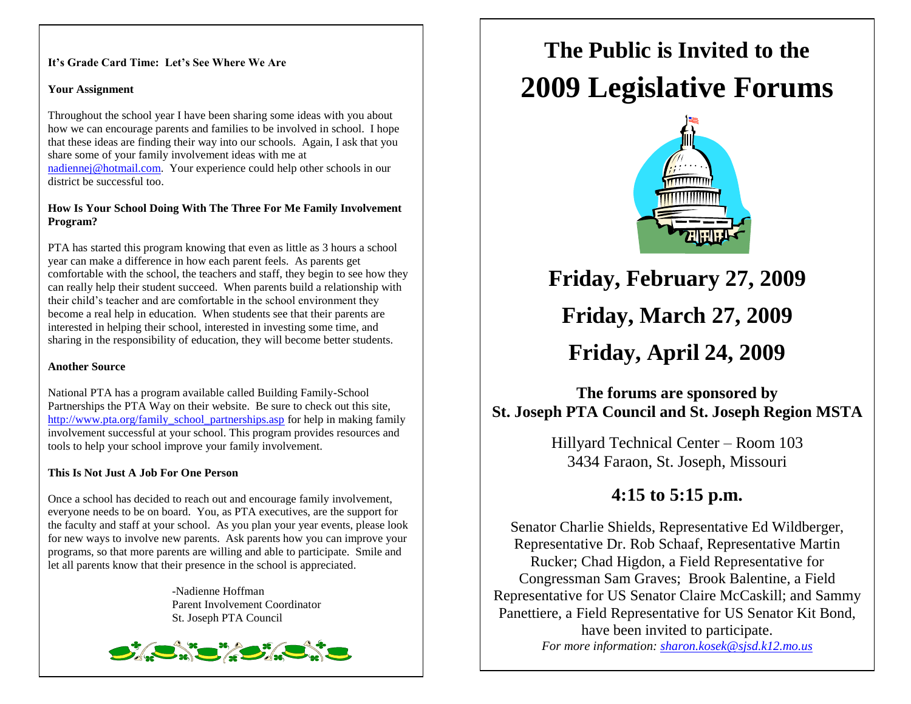**It's Grade Card Time: Let's See Where We Are**

**Your Assignment**

Throughout the school year I have been sharing some ideas with you about how we can encourage parents and families to be involved in school. I hope that these ideas are finding their way into our schools. Again, I ask that you share some of your family involvement ideas with me at nadiennej@hotmail.com. Your experience could help other schools in our district be successful too.

**How Is Your School Doing With The Three For Me Family Involvement Program?**

PTA has started this program knowing that even as little as 3 hours a school year can make a difference in how each parent feels. As parents get comfortable with the school, the teachers and staff, they begin to see how they can really help their student succeed. When parents build a relationship with their child's teacher and are comfortable in the school environment they become a real help in education. When students see that their parents are interested in helping their school, interested in investing some time, and sharing in the responsibility of education, they will become better students.

**Another Source**

National PTA has a program available called Building Family-School Partnerships the PTA Way on their website. Be sure to check out this site, http://www.pta.org/family_school_partnerships.asp for help in making family involvement successful at your school. This program provides resources and tools to help your school improve your family involvement.

**This Is Not Just A Job For One Person**

Once a school has decided to reach out and encourage family involvement, everyone needs to be on board. You, as PTA executives, are the support for the faculty and staff at your school. As you plan your year events, please look for new ways to involve new parents. Ask parents how you can improve your programs, so that more parents are willing and able to participate. Smile and let all parents know that their presence in the school is appreciated.

-Nadienne Hoffman
Parent Involvement Coordinator
St. Joseph PTA Council

# The Public is Invited to the
# 2009 Legislative Forums

## Friday, February 27, 2009

## Friday, March 27, 2009

## Friday, April 24, 2009

**The forums are sponsored by**
**St. Joseph PTA Council and St. Joseph Region MSTA**

Hillyard Technical Center – Room 103
3434 Faraon, St. Joseph, Missouri

### 4:15 to 5:15 p.m.

Senator Charlie Shields, Representative Ed Wildberger, Representative Dr. Rob Schaaf, Representative Martin Rucker; Chad Higdon, a Field Representative for Congressman Sam Graves; Brook Balentine, a Field Representative for US Senator Claire McCaskill; and Sammy Panettiere, a Field Representative for US Senator Kit Bond, have been invited to participate.

*For more information: sharon.kosek@sjsd.k12.mo.us*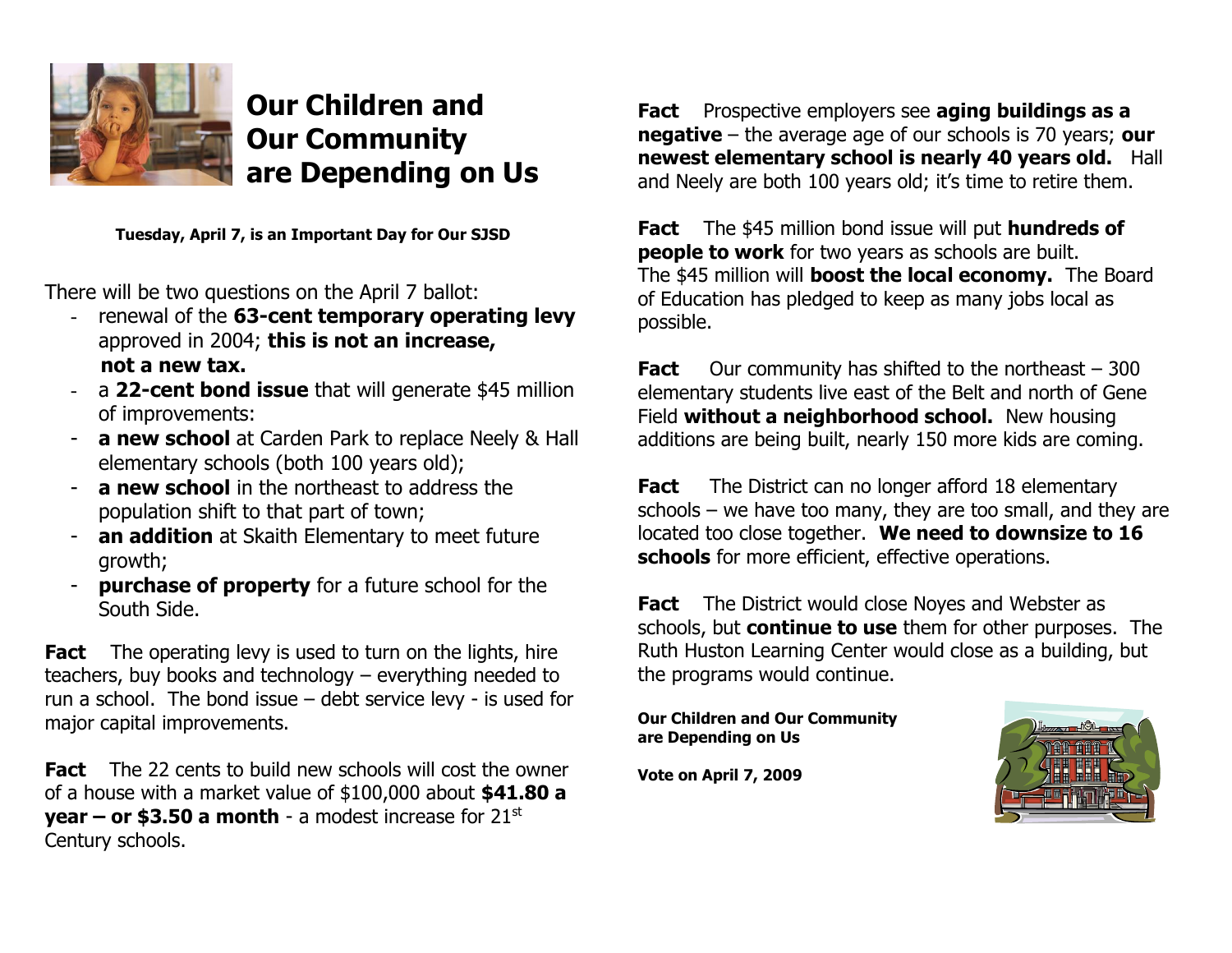# Our Children and Our Community are Depending on Us

**Tuesday, April 7, is an Important Day for Our SJSD**

There will be two questions on the April 7 ballot:

- renewal of the **63-cent temporary operating levy** approved in 2004; **this is not an increase, not a new tax.**
- a **22-cent bond issue** that will generate $45 million of improvements:
- **a new school** at Carden Park to replace Neely & Hall elementary schools (both 100 years old);
- **a new school** in the northeast to address the population shift to that part of town;
- **an addition** at Skaith Elementary to meet future growth;
- **purchase of property** for a future school for the South Side.

**Fact** The operating levy is used to turn on the lights, hire teachers, buy books and technology – everything needed to run a school. The bond issue – debt service levy - is used for major capital improvements.

**Fact** The 22 cents to build new schools will cost the owner of a house with a market value of $100,000 about **$41.80 a year – or $3.50 a month** - a modest increase for 21st Century schools.

**Fact** Prospective employers see **aging buildings as a negative** – the average age of our schools is 70 years; **our newest elementary school is nearly 40 years old.** Hall and Neely are both 100 years old; it's time to retire them.

**Fact** The $45 million bond issue will put **hundreds of people to work** for two years as schools are built. The $45 million will **boost the local economy.** The Board of Education has pledged to keep as many jobs local as possible.

**Fact** Our community has shifted to the northeast – 300 elementary students live east of the Belt and north of Gene Field **without a neighborhood school.** New housing additions are being built, nearly 150 more kids are coming.

**Fact** The District can no longer afford 18 elementary schools – we have too many, they are too small, and they are located too close together. **We need to downsize to 16 schools** for more efficient, effective operations.

**Fact** The District would close Noyes and Webster as schools, but **continue to use** them for other purposes. The Ruth Huston Learning Center would close as a building, but the programs would continue.

**Our Children and Our Community are Depending on Us**

**Vote on April 7, 2009**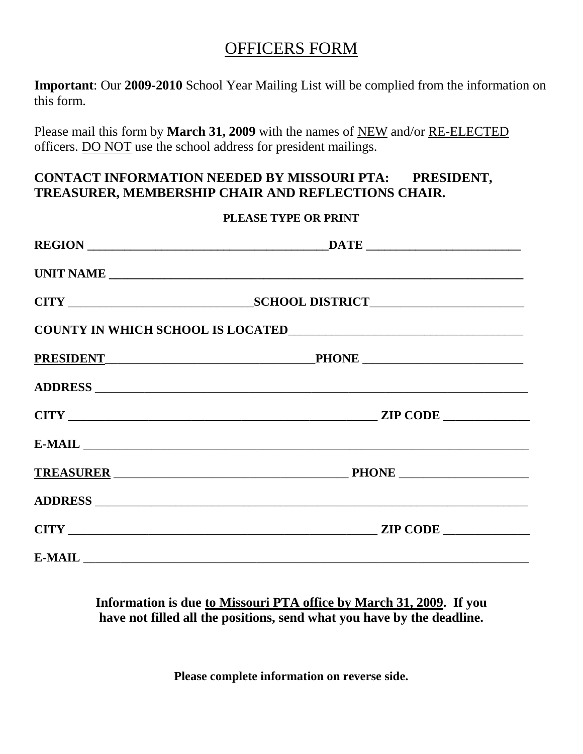# OFFICERS FORM

**Important**: Our **2009-2010** School Year Mailing List will be complied from the information on this form.

Please mail this form by **March 31, 2009** with the names of NEW and/or RE-ELECTED officers. DO NOT use the school address for president mailings.

**CONTACT INFORMATION NEEDED BY MISSOURI PTA: PRESIDENT, TREASURER, MEMBERSHIP CHAIR AND REFLECTIONS CHAIR.**

**PLEASE TYPE OR PRINT**

**REGION** ______________________________________ **DATE** ________________________

**UNIT NAME** _________________________________________________________________

**CITY** _____________________________ **SCHOOL DISTRICT** ________________________

**COUNTY IN WHICH SCHOOL IS LOCATED** ____________________________________

**PRESIDENT** _________________________________ **PHONE** _________________________

**ADDRESS** ___________________________________________________________________

**CITY** _________________________________________________ **ZIP CODE** ______________

**E-MAIL** ____________________________________________________________________

**TREASURER** _____________________________________ **PHONE** ____________________

**ADDRESS** ___________________________________________________________________

**CITY** _________________________________________________ **ZIP CODE** ______________

**E-MAIL** ____________________________________________________________________

**Information is due to Missouri PTA office by March 31, 2009. If you have not filled all the positions, send what you have by the deadline.**

**Please complete information on reverse side.**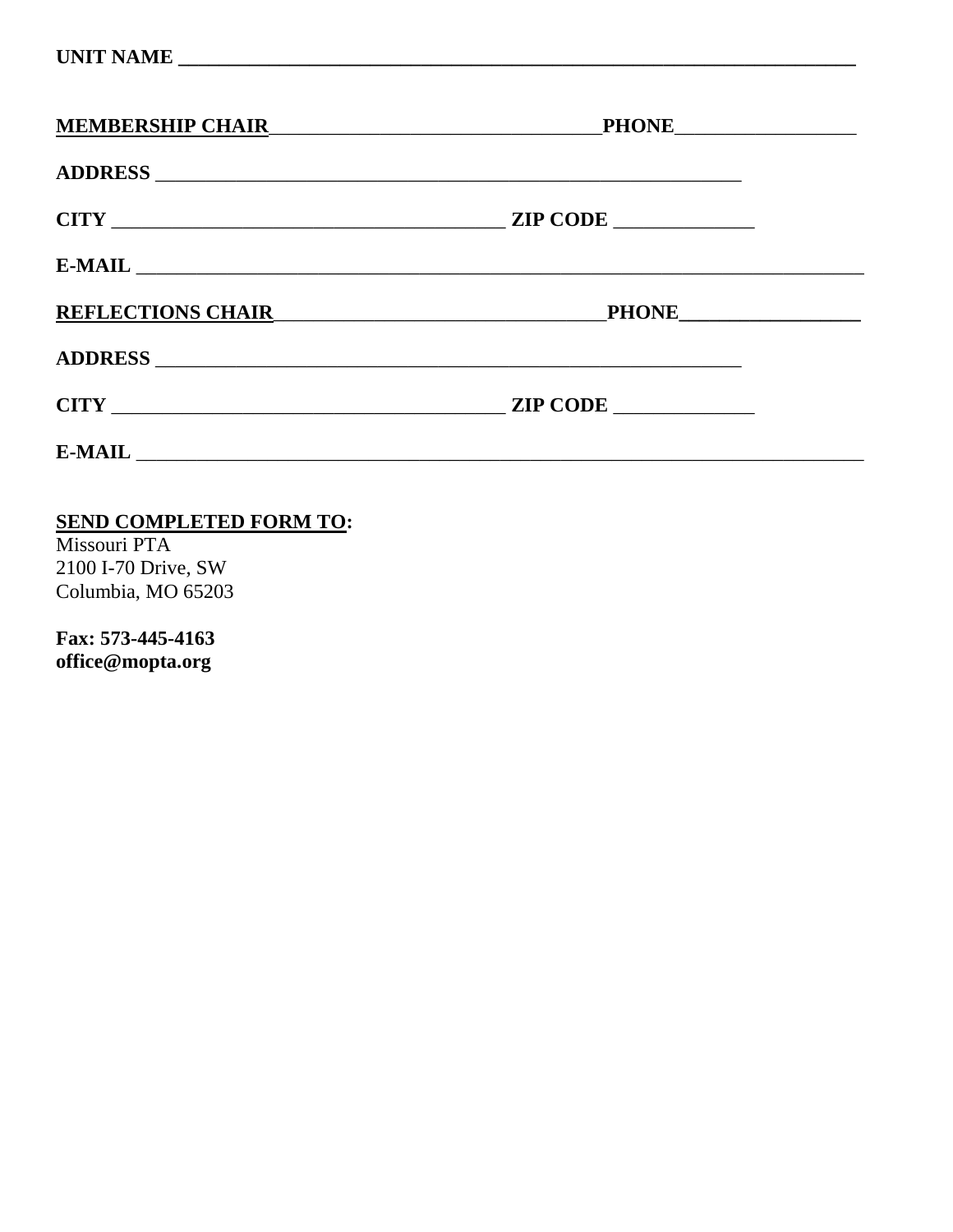**UNIT NAME** ____________________________________________________________

**MEMBERSHIP CHAIR**______________________________**PHONE**_________________

**ADDRESS** ______________________________________________________

**CITY** ___________________________________ **ZIP CODE** _____________

**E-MAIL** _________________________________________________________________

**REFLECTIONS CHAIR**______________________________**PHONE**_________________

**ADDRESS** ______________________________________________________

**CITY** ___________________________________ **ZIP CODE** _____________

**E-MAIL** _________________________________________________________________

**SEND COMPLETED FORM TO:**
Missouri PTA
2100 I-70 Drive, SW
Columbia, MO 65203

**Fax: 573-445-4163**
**office@mopta.org**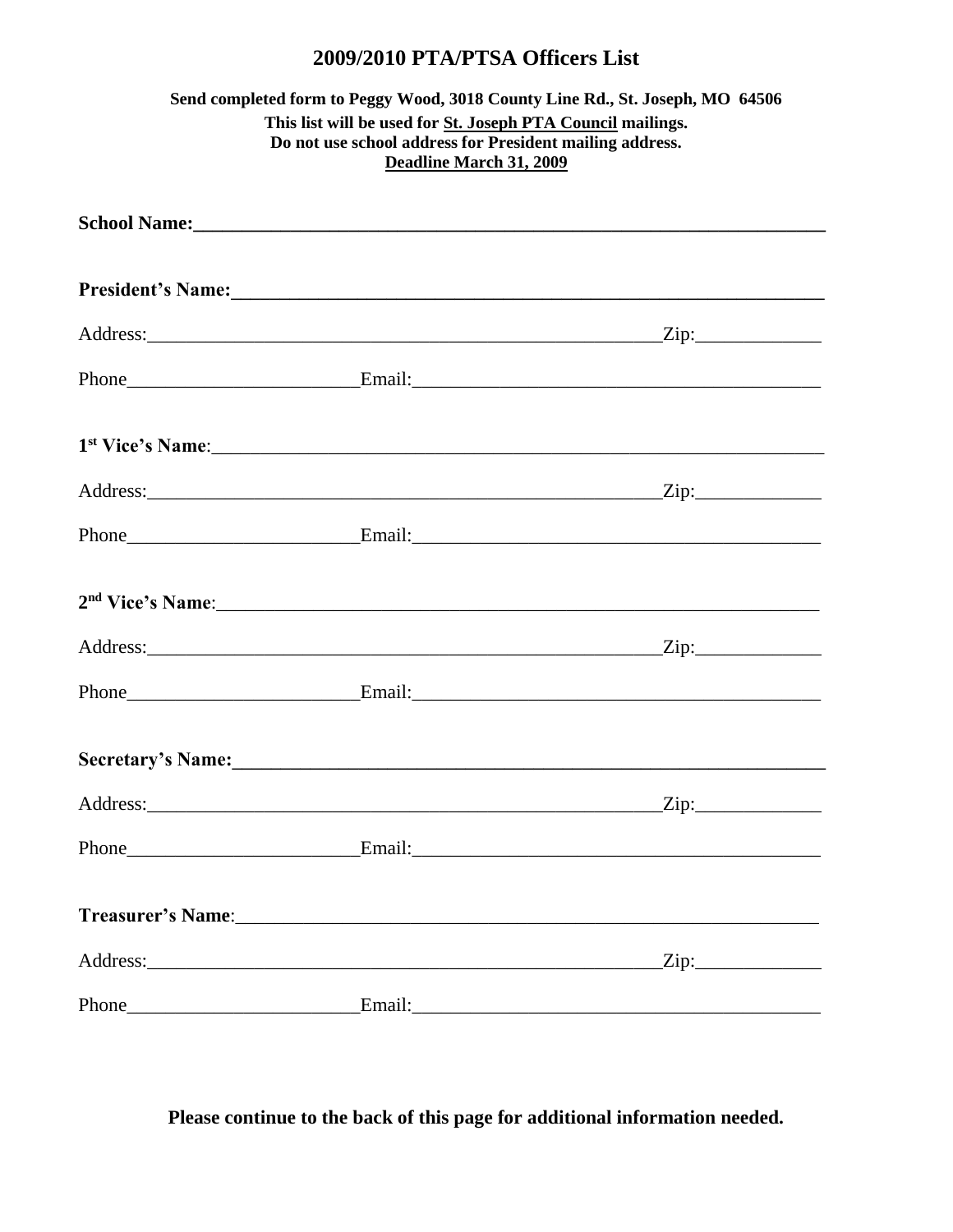# 2009/2010 PTA/PTSA Officers List

**Send completed form to Peggy Wood, 3018 County Line Rd., St. Joseph, MO 64506**
**This list will be used for St. Joseph PTA Council mailings.**
**Do not use school address for President mailing address.**
**Deadline March 31, 2009**

**School Name:**_______________________________________________________________

**President's Name:**___________________________________________________________

Address:_____________________________________________________Zip:____________

Phone______________________Email:______________________________________

**1st Vice's Name**:____________________________________________________________

Address:_____________________________________________________Zip:____________

Phone______________________Email:______________________________________

**2nd Vice's Name**:____________________________________________________________

Address:_____________________________________________________Zip:____________

Phone______________________Email:______________________________________

**Secretary's Name:**___________________________________________________________

Address:_____________________________________________________Zip:____________

Phone______________________Email:______________________________________

**Treasurer's Name**:___________________________________________________________

Address:_____________________________________________________Zip:____________

Phone______________________Email:______________________________________

**Please continue to the back of this page for additional information needed.**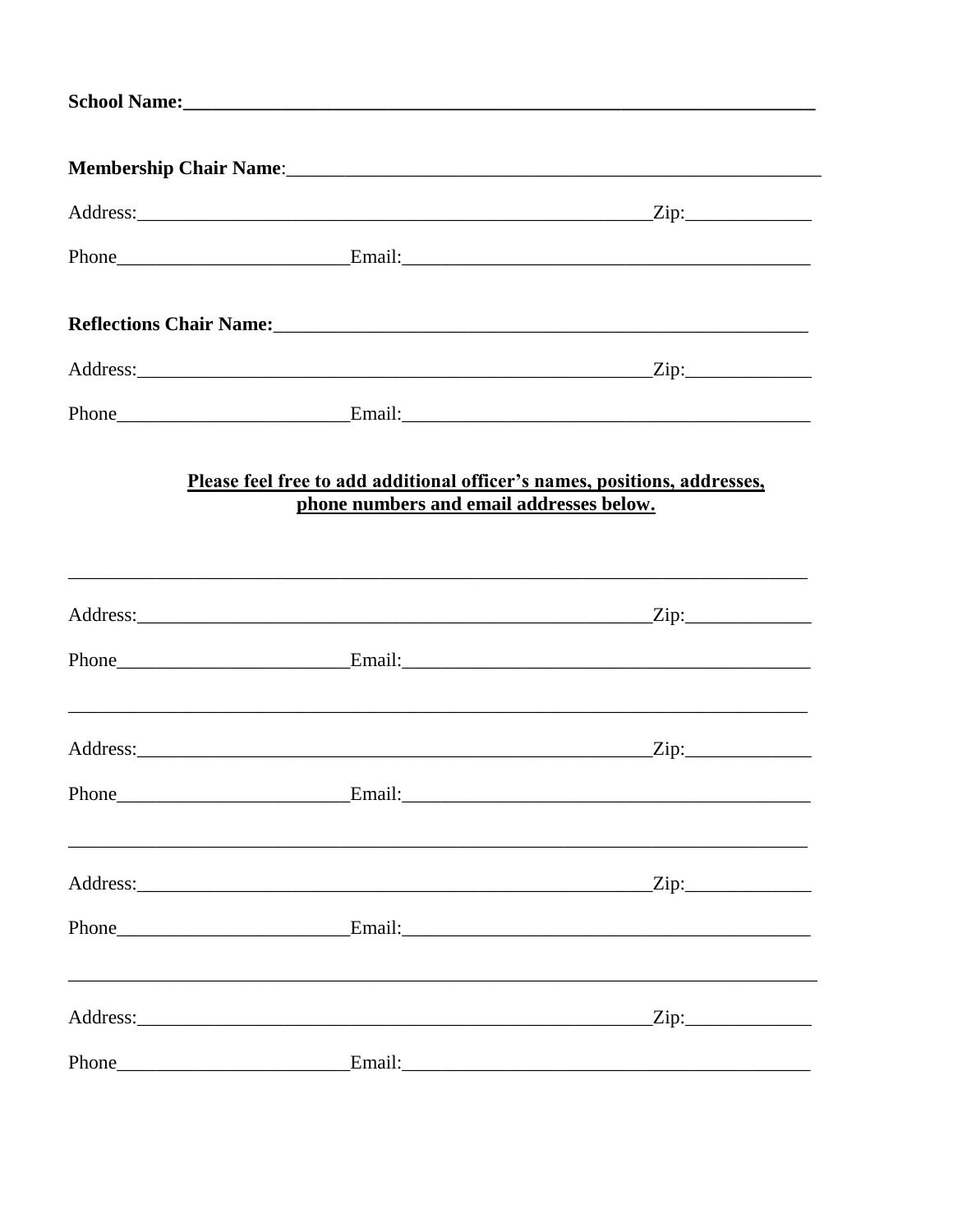**School Name:**______________________________________________________________

**Membership Chair Name**:_____________________________________________________

Address:______________________________________________________Zip:_____________

Phone________________________Email:__________________________________________

**Reflections Chair Name:**____________________________________________________

Address:______________________________________________________Zip:_____________

Phone________________________Email:__________________________________________

<u>**Please feel free to add additional officer's names, positions, addresses, phone numbers and email addresses below.**</u>

______________________________________________________________________________

Address:______________________________________________________Zip:_____________

Phone________________________Email:__________________________________________

______________________________________________________________________________

Address:______________________________________________________Zip:_____________

Phone________________________Email:__________________________________________

______________________________________________________________________________

Address:______________________________________________________Zip:_____________

Phone________________________Email:__________________________________________

______________________________________________________________________________

Address:______________________________________________________Zip:_____________

Phone________________________Email:__________________________________________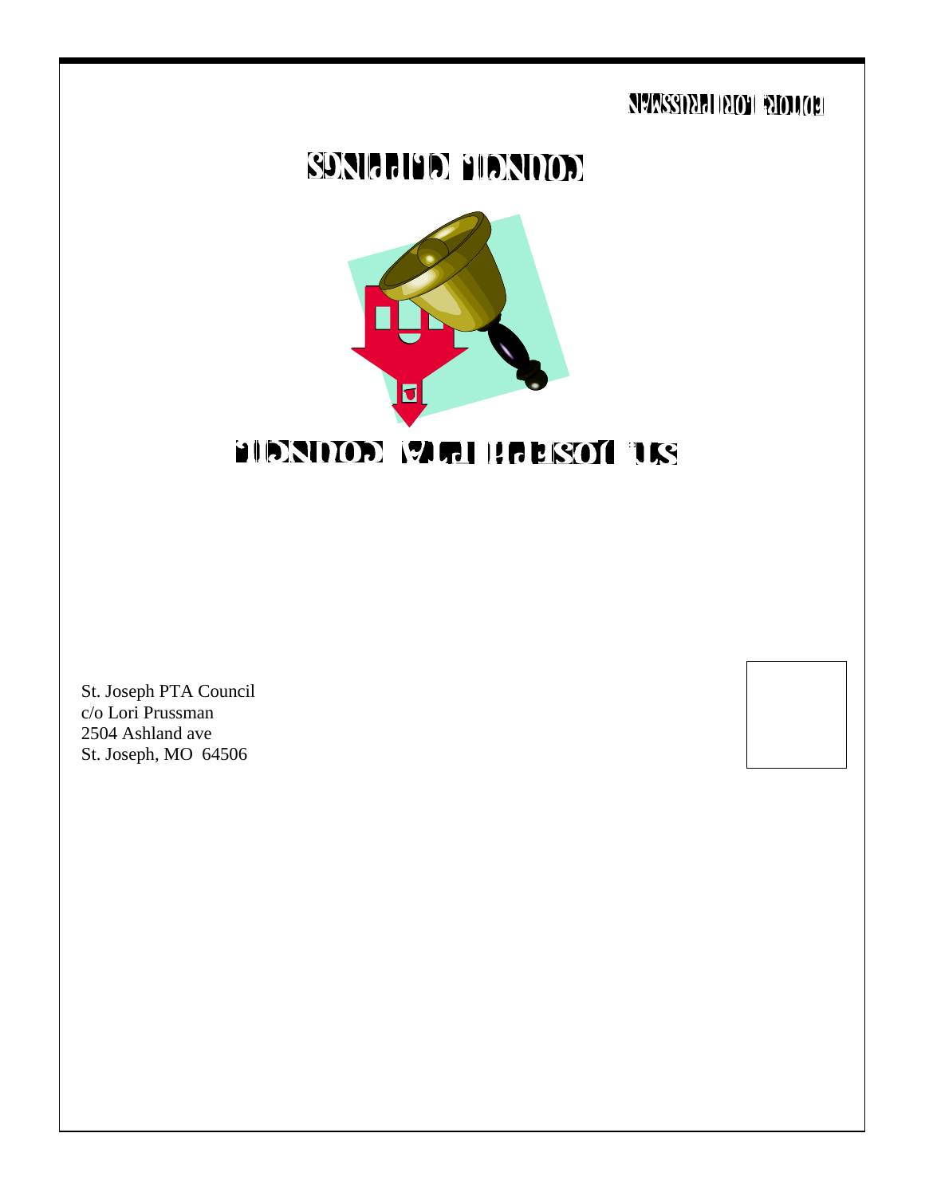EDITOR: LORI PRUSSMAN

# COUNCIL CLIPPINGS

## ST. JOSEPH PTA COUNCIL

St. Joseph PTA Council
c/o Lori Prussman
2504 Ashland ave
St. Joseph, MO  64506